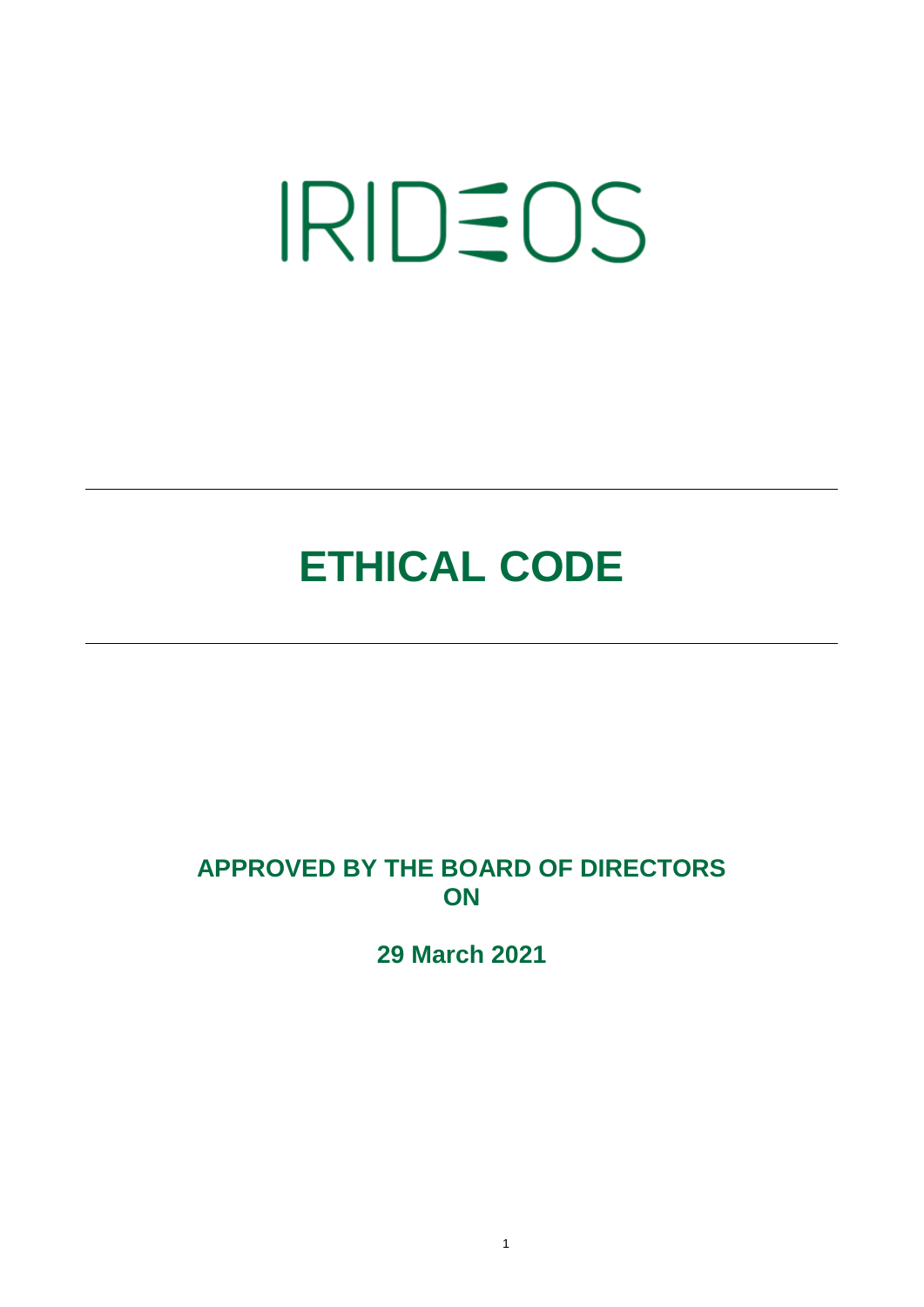# IRIDEOS

---

# ETHICAL CODE

---

**APPROVED BY THE BOARD OF DIRECTORS ON**

**29 March 2021**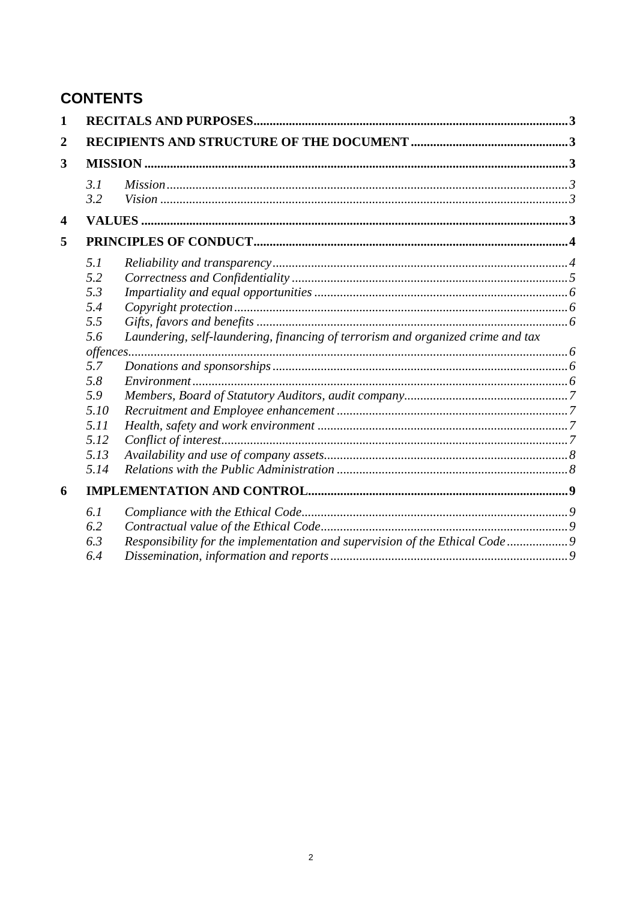## CONTENTS

**1 RECITALS AND PURPOSES** ..... **3**

**2 RECIPIENTS AND STRUCTURE OF THE DOCUMENT** ..... **3**

**3 MISSION** ..... **3**

- *3.1 Mission* ..... *3*
- *3.2 Vision* ..... *3*

**4 VALUES** ..... **3**

**5 PRINCIPLES OF CONDUCT** ..... **4**

- *5.1 Reliability and transparency* ..... *4*
- *5.2 Correctness and Confidentiality* ..... *5*
- *5.3 Impartiality and equal opportunities* ..... *6*
- *5.4 Copyright protection* ..... *6*
- *5.5 Gifts, favors and benefits* ..... *6*
- *5.6 Laundering, self-laundering, financing of terrorism and organized crime and tax offences* ..... *6*
- *5.7 Donations and sponsorships* ..... *6*
- *5.8 Environment* ..... *6*
- *5.9 Members, Board of Statutory Auditors, audit company* ..... *7*
- *5.10 Recruitment and Employee enhancement* ..... *7*
- *5.11 Health, safety and work environment* ..... *7*
- *5.12 Conflict of interest* ..... *7*
- *5.13 Availability and use of company assets* ..... *8*
- *5.14 Relations with the Public Administration* ..... *8*

**6 IMPLEMENTATION AND CONTROL** ..... **9**

- *6.1 Compliance with the Ethical Code* ..... *9*
- *6.2 Contractual value of the Ethical Code* ..... *9*
- *6.3 Responsibility for the implementation and supervision of the Ethical Code* ..... *9*
- *6.4 Dissemination, information and reports* ..... *9*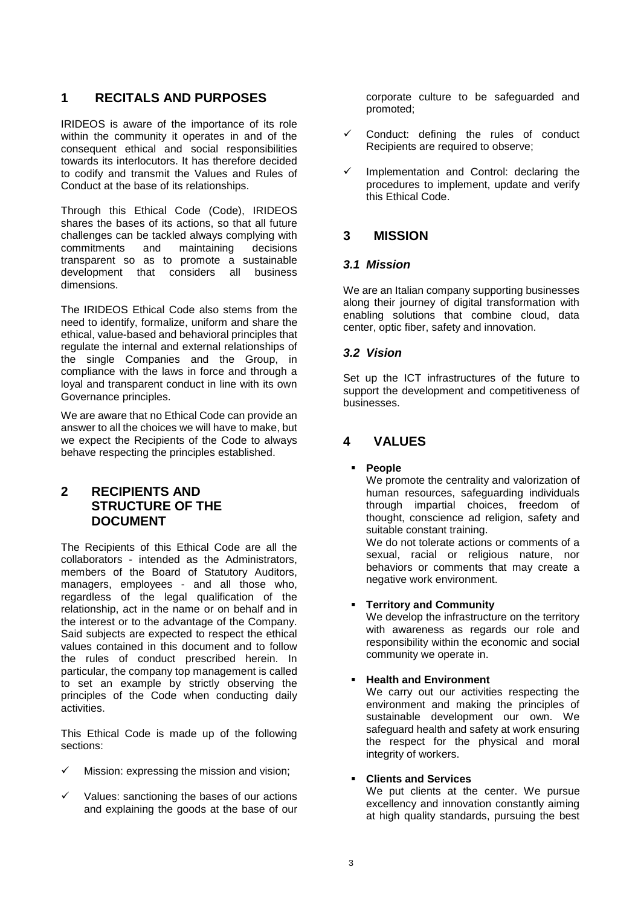## 1 RECITALS AND PURPOSES

IRIDEOS is aware of the importance of its role within the community it operates in and of the consequent ethical and social responsibilities towards its interlocutors. It has therefore decided to codify and transmit the Values and Rules of Conduct at the base of its relationships.

Through this Ethical Code (Code), IRIDEOS shares the bases of its actions, so that all future challenges can be tackled always complying with commitments and maintaining decisions transparent so as to promote a sustainable development that considers all business dimensions.

The IRIDEOS Ethical Code also stems from the need to identify, formalize, uniform and share the ethical, value-based and behavioral principles that regulate the internal and external relationships of the single Companies and the Group, in compliance with the laws in force and through a loyal and transparent conduct in line with its own Governance principles.

We are aware that no Ethical Code can provide an answer to all the choices we will have to make, but we expect the Recipients of the Code to always behave respecting the principles established.

## 2 RECIPIENTS AND STRUCTURE OF THE DOCUMENT

The Recipients of this Ethical Code are all the collaborators - intended as the Administrators, members of the Board of Statutory Auditors, managers, employees - and all those who, regardless of the legal qualification of the relationship, act in the name or on behalf and in the interest or to the advantage of the Company. Said subjects are expected to respect the ethical values contained in this document and to follow the rules of conduct prescribed herein. In particular, the company top management is called to set an example by strictly observing the principles of the Code when conducting daily activities.

This Ethical Code is made up of the following sections:

- ✓ Mission: expressing the mission and vision;
- ✓ Values: sanctioning the bases of our actions and explaining the goods at the base of our corporate culture to be safeguarded and promoted;
- ✓ Conduct: defining the rules of conduct Recipients are required to observe;
- ✓ Implementation and Control: declaring the procedures to implement, update and verify this Ethical Code.

## 3 MISSION

### *3.1 Mission*

We are an Italian company supporting businesses along their journey of digital transformation with enabling solutions that combine cloud, data center, optic fiber, safety and innovation.

### *3.2 Vision*

Set up the ICT infrastructures of the future to support the development and competitiveness of businesses.

## 4 VALUES

- **People**
  We promote the centrality and valorization of human resources, safeguarding individuals through impartial choices, freedom of thought, conscience ad religion, safety and suitable constant training.
  We do not tolerate actions or comments of a sexual, racial or religious nature, nor behaviors or comments that may create a negative work environment.

- **Territory and Community**
  We develop the infrastructure on the territory with awareness as regards our role and responsibility within the economic and social community we operate in.

- **Health and Environment**
  We carry out our activities respecting the environment and making the principles of sustainable development our own. We safeguard health and safety at work ensuring the respect for the physical and moral integrity of workers.

- **Clients and Services**
  We put clients at the center. We pursue excellency and innovation constantly aiming at high quality standards, pursuing the best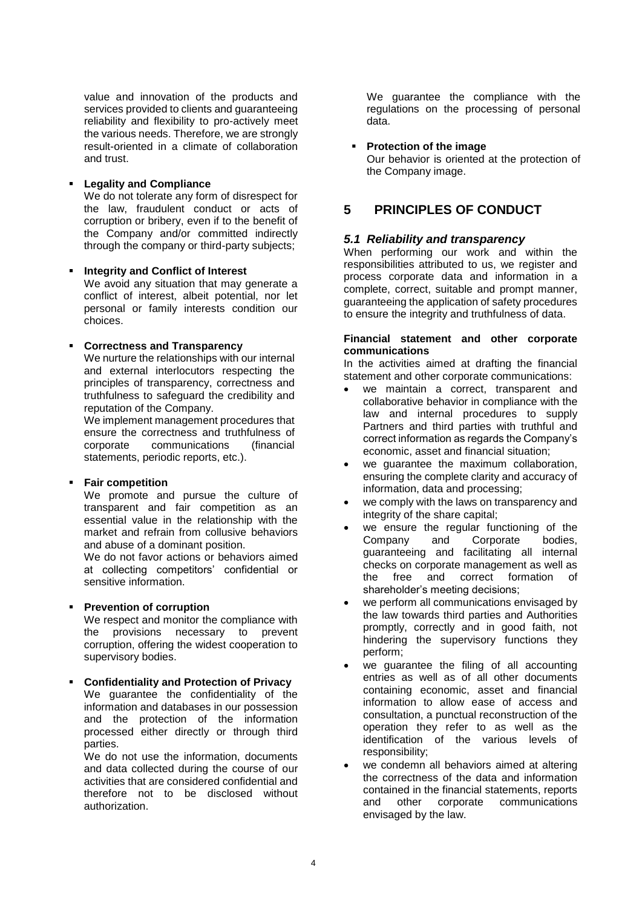value and innovation of the products and services provided to clients and guaranteeing reliability and flexibility to pro-actively meet the various needs. Therefore, we are strongly result-oriented in a climate of collaboration and trust.

- **Legality and Compliance**
  We do not tolerate any form of disrespect for the law, fraudulent conduct or acts of corruption or bribery, even if to the benefit of the Company and/or committed indirectly through the company or third-party subjects;

- **Integrity and Conflict of Interest**
  We avoid any situation that may generate a conflict of interest, albeit potential, nor let personal or family interests condition our choices.

- **Correctness and Transparency**
  We nurture the relationships with our internal and external interlocutors respecting the principles of transparency, correctness and truthfulness to safeguard the credibility and reputation of the Company.
  We implement management procedures that ensure the correctness and truthfulness of corporate communications (financial statements, periodic reports, etc.).

- **Fair competition**
  We promote and pursue the culture of transparent and fair competition as an essential value in the relationship with the market and refrain from collusive behaviors and abuse of a dominant position.
  We do not favor actions or behaviors aimed at collecting competitors' confidential or sensitive information.

- **Prevention of corruption**
  We respect and monitor the compliance with the provisions necessary to prevent corruption, offering the widest cooperation to supervisory bodies.

- **Confidentiality and Protection of Privacy**
  We guarantee the confidentiality of the information and databases in our possession and the protection of the information processed either directly or through third parties.
  We do not use the information, documents and data collected during the course of our activities that are considered confidential and therefore not to be disclosed without authorization.
  We guarantee the compliance with the regulations on the processing of personal data.

- **Protection of the image**
  Our behavior is oriented at the protection of the Company image.

# 5 PRINCIPLES OF CONDUCT

## *5.1 Reliability and transparency*

When performing our work and within the responsibilities attributed to us, we register and process corporate data and information in a complete, correct, suitable and prompt manner, guaranteeing the application of safety procedures to ensure the integrity and truthfulness of data.

**Financial statement and other corporate communications**

In the activities aimed at drafting the financial statement and other corporate communications:

- we maintain a correct, transparent and collaborative behavior in compliance with the law and internal procedures to supply Partners and third parties with truthful and correct information as regards the Company's economic, asset and financial situation;
- we guarantee the maximum collaboration, ensuring the complete clarity and accuracy of information, data and processing;
- we comply with the laws on transparency and integrity of the share capital;
- we ensure the regular functioning of the Company and Corporate bodies, guaranteeing and facilitating all internal checks on corporate management as well as the free and correct formation of shareholder's meeting decisions;
- we perform all communications envisaged by the law towards third parties and Authorities promptly, correctly and in good faith, not hindering the supervisory functions they perform;
- we guarantee the filing of all accounting entries as well as of all other documents containing economic, asset and financial information to allow ease of access and consultation, a punctual reconstruction of the operation they refer to as well as the identification of the various levels of responsibility;
- we condemn all behaviors aimed at altering the correctness of the data and information contained in the financial statements, reports and other corporate communications envisaged by the law.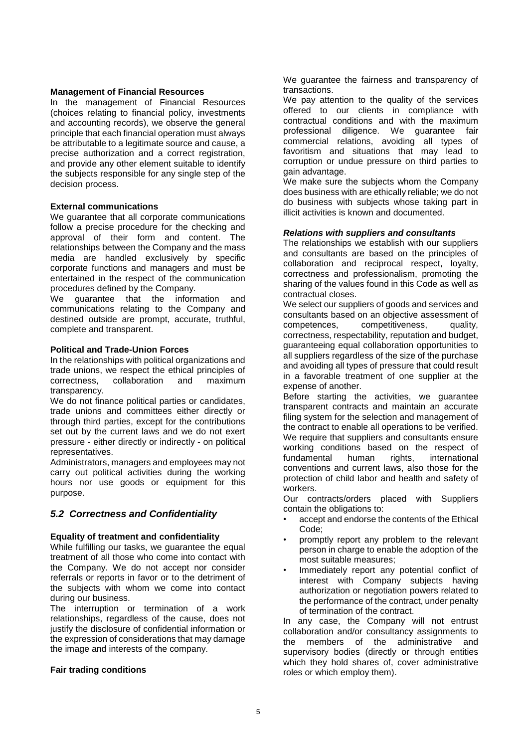#### Management of Financial Resources

In the management of Financial Resources (choices relating to financial policy, investments and accounting records), we observe the general principle that each financial operation must always be attributable to a legitimate source and cause, a precise authorization and a correct registration, and provide any other element suitable to identify the subjects responsible for any single step of the decision process.

#### External communications

We guarantee that all corporate communications follow a precise procedure for the checking and approval of their form and content. The relationships between the Company and the mass media are handled exclusively by specific corporate functions and managers and must be entertained in the respect of the communication procedures defined by the Company.

We guarantee that the information and communications relating to the Company and destined outside are prompt, accurate, truthful, complete and transparent.

#### Political and Trade-Union Forces

In the relationships with political organizations and trade unions, we respect the ethical principles of correctness, collaboration and maximum transparency.

We do not finance political parties or candidates, trade unions and committees either directly or through third parties, except for the contributions set out by the current laws and we do not exert pressure - either directly or indirectly - on political representatives.

Administrators, managers and employees may not carry out political activities during the working hours nor use goods or equipment for this purpose.

### *5.2 Correctness and Confidentiality*

#### Equality of treatment and confidentiality

While fulfilling our tasks, we guarantee the equal treatment of all those who come into contact with the Company. We do not accept nor consider referrals or reports in favor or to the detriment of the subjects with whom we come into contact during our business.

The interruption or termination of a work relationships, regardless of the cause, does not justify the disclosure of confidential information or the expression of considerations that may damage the image and interests of the company.

#### Fair trading conditions

We guarantee the fairness and transparency of transactions.

We pay attention to the quality of the services offered to our clients in compliance with contractual conditions and with the maximum professional diligence. We guarantee fair commercial relations, avoiding all types of favoritism and situations that may lead to corruption or undue pressure on third parties to gain advantage.

We make sure the subjects whom the Company does business with are ethically reliable; we do not do business with subjects whose taking part in illicit activities is known and documented.

#### *Relations with suppliers and consultants*

The relationships we establish with our suppliers and consultants are based on the principles of collaboration and reciprocal respect, loyalty, correctness and professionalism, promoting the sharing of the values found in this Code as well as contractual closes.

We select our suppliers of goods and services and consultants based on an objective assessment of competences, competitiveness, quality, correctness, respectability, reputation and budget, guaranteeing equal collaboration opportunities to all suppliers regardless of the size of the purchase and avoiding all types of pressure that could result in a favorable treatment of one supplier at the expense of another.

Before starting the activities, we guarantee transparent contracts and maintain an accurate filing system for the selection and management of the contract to enable all operations to be verified.

We require that suppliers and consultants ensure working conditions based on the respect of fundamental human rights, international conventions and current laws, also those for the protection of child labor and health and safety of workers.

Our contracts/orders placed with Suppliers contain the obligations to:

- accept and endorse the contents of the Ethical Code;
- promptly report any problem to the relevant person in charge to enable the adoption of the most suitable measures;
- Immediately report any potential conflict of interest with Company subjects having authorization or negotiation powers related to the performance of the contract, under penalty of termination of the contract.

In any case, the Company will not entrust collaboration and/or consultancy assignments to the members of the administrative and supervisory bodies (directly or through entities which they hold shares of, cover administrative roles or which employ them).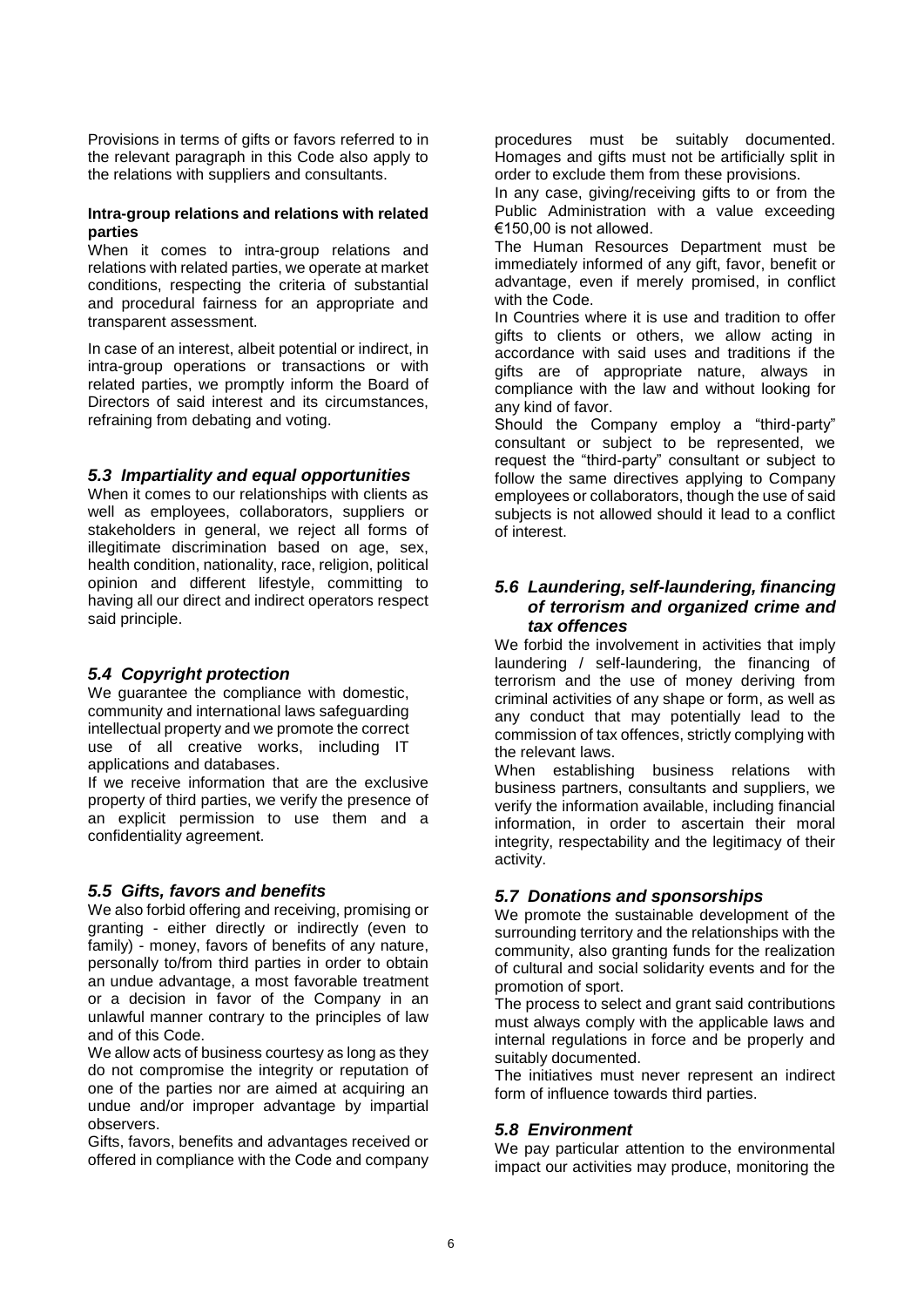Provisions in terms of gifts or favors referred to in the relevant paragraph in this Code also apply to the relations with suppliers and consultants.

**Intra-group relations and relations with related parties**

When it comes to intra-group relations and relations with related parties, we operate at market conditions, respecting the criteria of substantial and procedural fairness for an appropriate and transparent assessment.

In case of an interest, albeit potential or indirect, in intra-group operations or transactions or with related parties, we promptly inform the Board of Directors of said interest and its circumstances, refraining from debating and voting.

### *5.3 Impartiality and equal opportunities*

When it comes to our relationships with clients as well as employees, collaborators, suppliers or stakeholders in general, we reject all forms of illegitimate discrimination based on age, sex, health condition, nationality, race, religion, political opinion and different lifestyle, committing to having all our direct and indirect operators respect said principle.

### *5.4 Copyright protection*

We guarantee the compliance with domestic, community and international laws safeguarding intellectual property and we promote the correct use of all creative works, including IT applications and databases.

If we receive information that are the exclusive property of third parties, we verify the presence of an explicit permission to use them and a confidentiality agreement.

### *5.5 Gifts, favors and benefits*

We also forbid offering and receiving, promising or granting - either directly or indirectly (even to family) - money, favors of benefits of any nature, personally to/from third parties in order to obtain an undue advantage, a most favorable treatment or a decision in favor of the Company in an unlawful manner contrary to the principles of law and of this Code.

We allow acts of business courtesy as long as they do not compromise the integrity or reputation of one of the parties nor are aimed at acquiring an undue and/or improper advantage by impartial observers.

Gifts, favors, benefits and advantages received or offered in compliance with the Code and company procedures must be suitably documented. Homages and gifts must not be artificially split in order to exclude them from these provisions.

In any case, giving/receiving gifts to or from the Public Administration with a value exceeding €150,00 is not allowed.

The Human Resources Department must be immediately informed of any gift, favor, benefit or advantage, even if merely promised, in conflict with the Code.

In Countries where it is use and tradition to offer gifts to clients or others, we allow acting in accordance with said uses and traditions if the gifts are of appropriate nature, always in compliance with the law and without looking for any kind of favor.

Should the Company employ a "third-party" consultant or subject to be represented, we request the "third-party" consultant or subject to follow the same directives applying to Company employees or collaborators, though the use of said subjects is not allowed should it lead to a conflict of interest.

### *5.6 Laundering, self-laundering, financing of terrorism and organized crime and tax offences*

We forbid the involvement in activities that imply laundering / self-laundering, the financing of terrorism and the use of money deriving from criminal activities of any shape or form, as well as any conduct that may potentially lead to the commission of tax offences, strictly complying with the relevant laws.

When establishing business relations with business partners, consultants and suppliers, we verify the information available, including financial information, in order to ascertain their moral integrity, respectability and the legitimacy of their activity.

### *5.7 Donations and sponsorships*

We promote the sustainable development of the surrounding territory and the relationships with the community, also granting funds for the realization of cultural and social solidarity events and for the promotion of sport.

The process to select and grant said contributions must always comply with the applicable laws and internal regulations in force and be properly and suitably documented.

The initiatives must never represent an indirect form of influence towards third parties.

### *5.8 Environment*

We pay particular attention to the environmental impact our activities may produce, monitoring the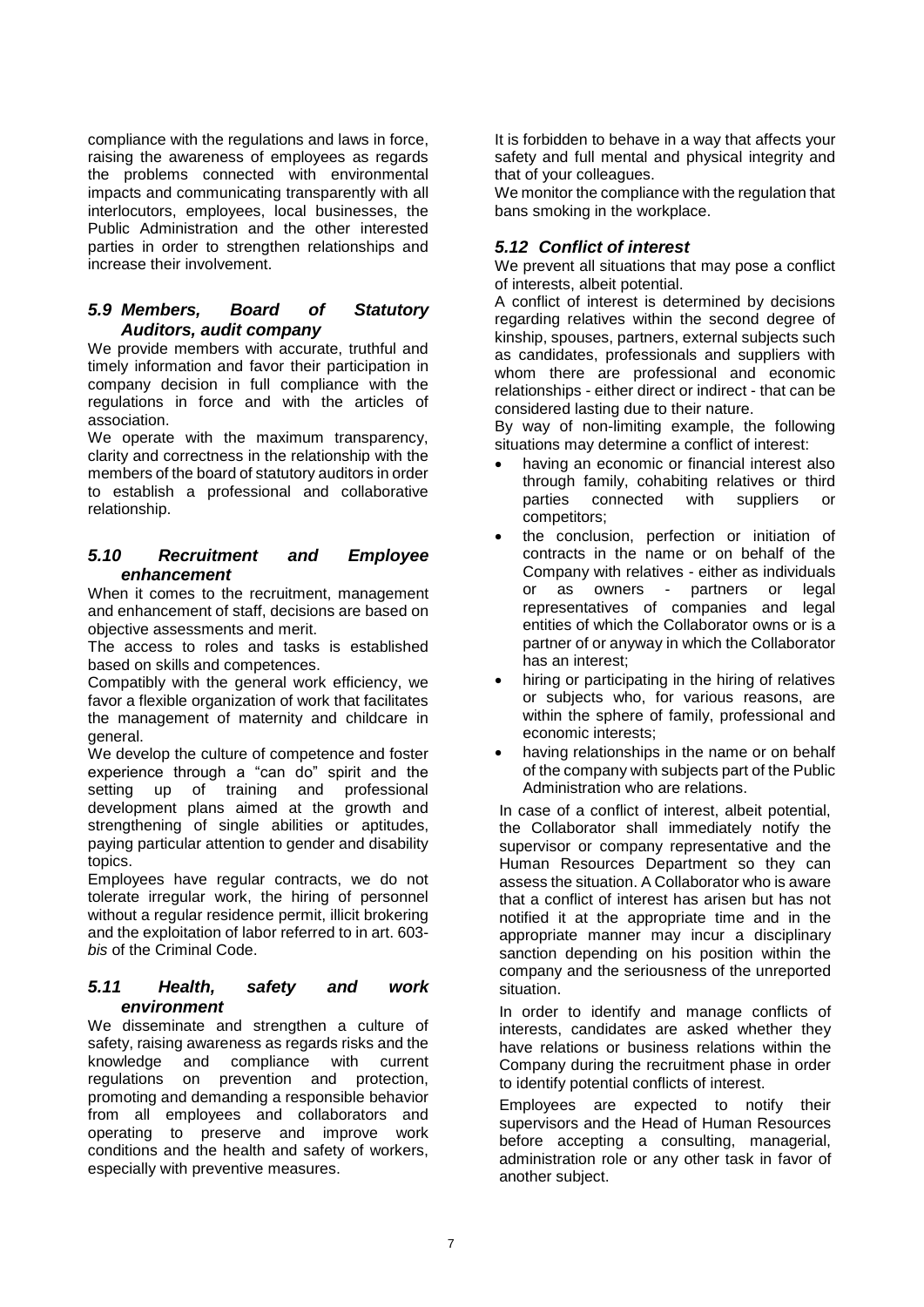compliance with the regulations and laws in force, raising the awareness of employees as regards the problems connected with environmental impacts and communicating transparently with all interlocutors, employees, local businesses, the Public Administration and the other interested parties in order to strengthen relationships and increase their involvement.

### *5.9 Members, Board of Statutory Auditors, audit company*

We provide members with accurate, truthful and timely information and favor their participation in company decision in full compliance with the regulations in force and with the articles of association.

We operate with the maximum transparency, clarity and correctness in the relationship with the members of the board of statutory auditors in order to establish a professional and collaborative relationship.

### *5.10 Recruitment and Employee enhancement*

When it comes to the recruitment, management and enhancement of staff, decisions are based on objective assessments and merit.

The access to roles and tasks is established based on skills and competences.

Compatibly with the general work efficiency, we favor a flexible organization of work that facilitates the management of maternity and childcare in general.

We develop the culture of competence and foster experience through a "can do" spirit and the setting up of training and professional development plans aimed at the growth and strengthening of single abilities or aptitudes, paying particular attention to gender and disability topics.

Employees have regular contracts, we do not tolerate irregular work, the hiring of personnel without a regular residence permit, illicit brokering and the exploitation of labor referred to in art. 603-*bis* of the Criminal Code.

### *5.11 Health, safety and work environment*

We disseminate and strengthen a culture of safety, raising awareness as regards risks and the knowledge and compliance with current regulations on prevention and protection, promoting and demanding a responsible behavior from all employees and collaborators and operating to preserve and improve work conditions and the health and safety of workers, especially with preventive measures.

It is forbidden to behave in a way that affects your safety and full mental and physical integrity and that of your colleagues.

We monitor the compliance with the regulation that bans smoking in the workplace.

### *5.12 Conflict of interest*

We prevent all situations that may pose a conflict of interests, albeit potential.

A conflict of interest is determined by decisions regarding relatives within the second degree of kinship, spouses, partners, external subjects such as candidates, professionals and suppliers with whom there are professional and economic relationships - either direct or indirect - that can be considered lasting due to their nature.

By way of non-limiting example, the following situations may determine a conflict of interest:

- having an economic or financial interest also through family, cohabiting relatives or third parties connected with suppliers or competitors;
- the conclusion, perfection or initiation of contracts in the name or on behalf of the Company with relatives - either as individuals or as owners - partners or legal representatives of companies and legal entities of which the Collaborator owns or is a partner of or anyway in which the Collaborator has an interest;
- hiring or participating in the hiring of relatives or subjects who, for various reasons, are within the sphere of family, professional and economic interests;
- having relationships in the name or on behalf of the company with subjects part of the Public Administration who are relations.

In case of a conflict of interest, albeit potential, the Collaborator shall immediately notify the supervisor or company representative and the Human Resources Department so they can assess the situation. A Collaborator who is aware that a conflict of interest has arisen but has not notified it at the appropriate time and in the appropriate manner may incur a disciplinary sanction depending on his position within the company and the seriousness of the unreported situation.

In order to identify and manage conflicts of interests, candidates are asked whether they have relations or business relations within the Company during the recruitment phase in order to identify potential conflicts of interest.

Employees are expected to notify their supervisors and the Head of Human Resources before accepting a consulting, managerial, administration role or any other task in favor of another subject.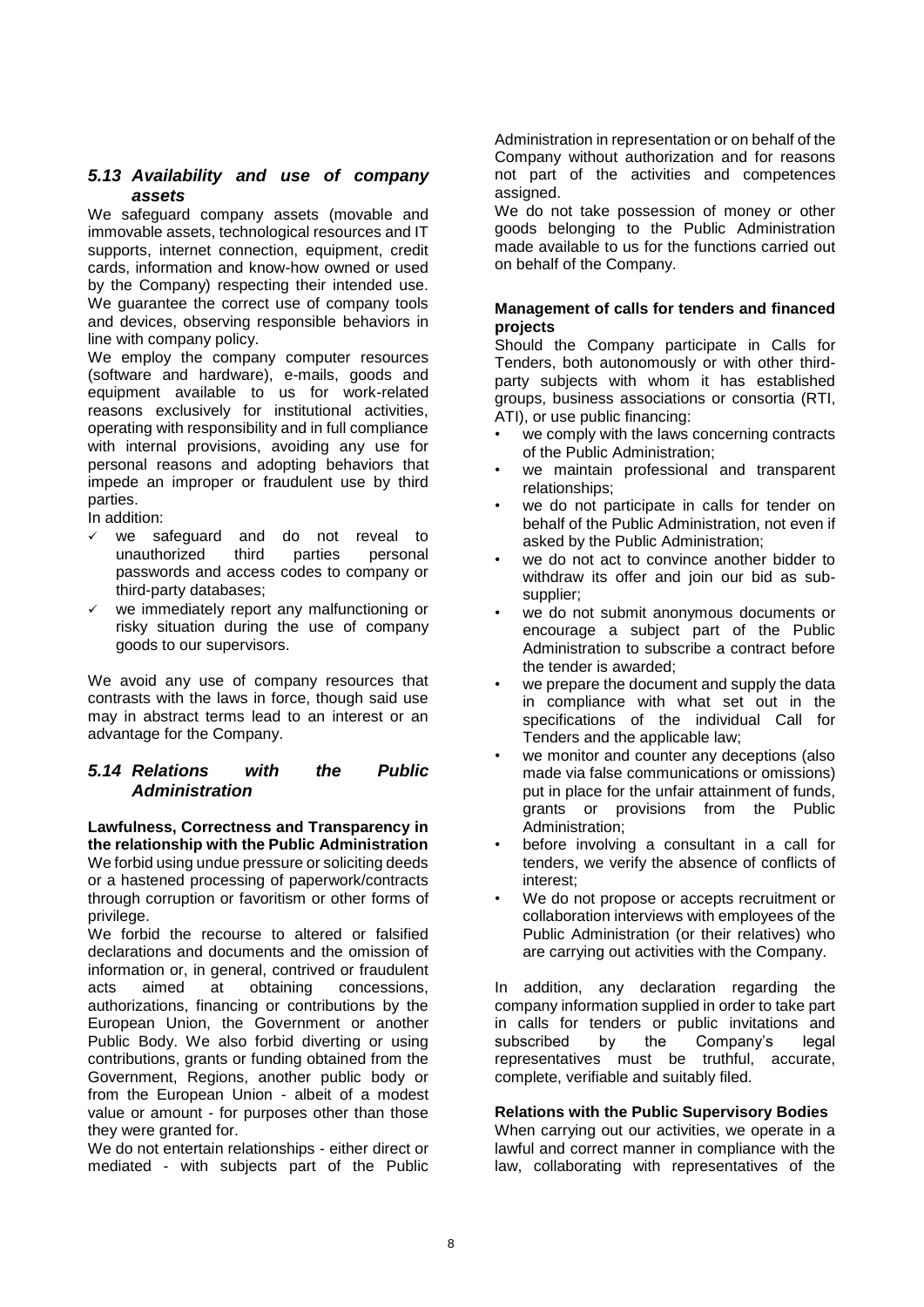### *5.13 Availability and use of company assets*

We safeguard company assets (movable and immovable assets, technological resources and IT supports, internet connection, equipment, credit cards, information and know-how owned or used by the Company) respecting their intended use. We guarantee the correct use of company tools and devices, observing responsible behaviors in line with company policy.

We employ the company computer resources (software and hardware), e-mails, goods and equipment available to us for work-related reasons exclusively for institutional activities, operating with responsibility and in full compliance with internal provisions, avoiding any use for personal reasons and adopting behaviors that impede an improper or fraudulent use by third parties.

In addition:

- ✓ we safeguard and do not reveal to unauthorized third parties personal passwords and access codes to company or third-party databases;
- ✓ we immediately report any malfunctioning or risky situation during the use of company goods to our supervisors.

We avoid any use of company resources that contrasts with the laws in force, though said use may in abstract terms lead to an interest or an advantage for the Company.

### *5.14 Relations with the Public Administration*

**Lawfulness, Correctness and Transparency in the relationship with the Public Administration**

We forbid using undue pressure or soliciting deeds or a hastened processing of paperwork/contracts through corruption or favoritism or other forms of privilege.

We forbid the recourse to altered or falsified declarations and documents and the omission of information or, in general, contrived or fraudulent acts aimed at obtaining concessions, authorizations, financing or contributions by the European Union, the Government or another Public Body. We also forbid diverting or using contributions, grants or funding obtained from the Government, Regions, another public body or from the European Union - albeit of a modest value or amount - for purposes other than those they were granted for.

We do not entertain relationships - either direct or mediated - with subjects part of the Public Administration in representation or on behalf of the Company without authorization and for reasons not part of the activities and competences assigned.

We do not take possession of money or other goods belonging to the Public Administration made available to us for the functions carried out on behalf of the Company.

**Management of calls for tenders and financed projects**

Should the Company participate in Calls for Tenders, both autonomously or with other third-party subjects with whom it has established groups, business associations or consortia (RTI, ATI), or use public financing:

- we comply with the laws concerning contracts of the Public Administration;
- we maintain professional and transparent relationships;
- we do not participate in calls for tender on behalf of the Public Administration, not even if asked by the Public Administration;
- we do not act to convince another bidder to withdraw its offer and join our bid as sub-supplier;
- we do not submit anonymous documents or encourage a subject part of the Public Administration to subscribe a contract before the tender is awarded;
- we prepare the document and supply the data in compliance with what set out in the specifications of the individual Call for Tenders and the applicable law;
- we monitor and counter any deceptions (also made via false communications or omissions) put in place for the unfair attainment of funds, grants or provisions from the Public Administration;
- before involving a consultant in a call for tenders, we verify the absence of conflicts of interest;
- We do not propose or accepts recruitment or collaboration interviews with employees of the Public Administration (or their relatives) who are carrying out activities with the Company.

In addition, any declaration regarding the company information supplied in order to take part in calls for tenders or public invitations and subscribed by the Company's legal representatives must be truthful, accurate, complete, verifiable and suitably filed.

**Relations with the Public Supervisory Bodies**

When carrying out our activities, we operate in a lawful and correct manner in compliance with the law, collaborating with representatives of the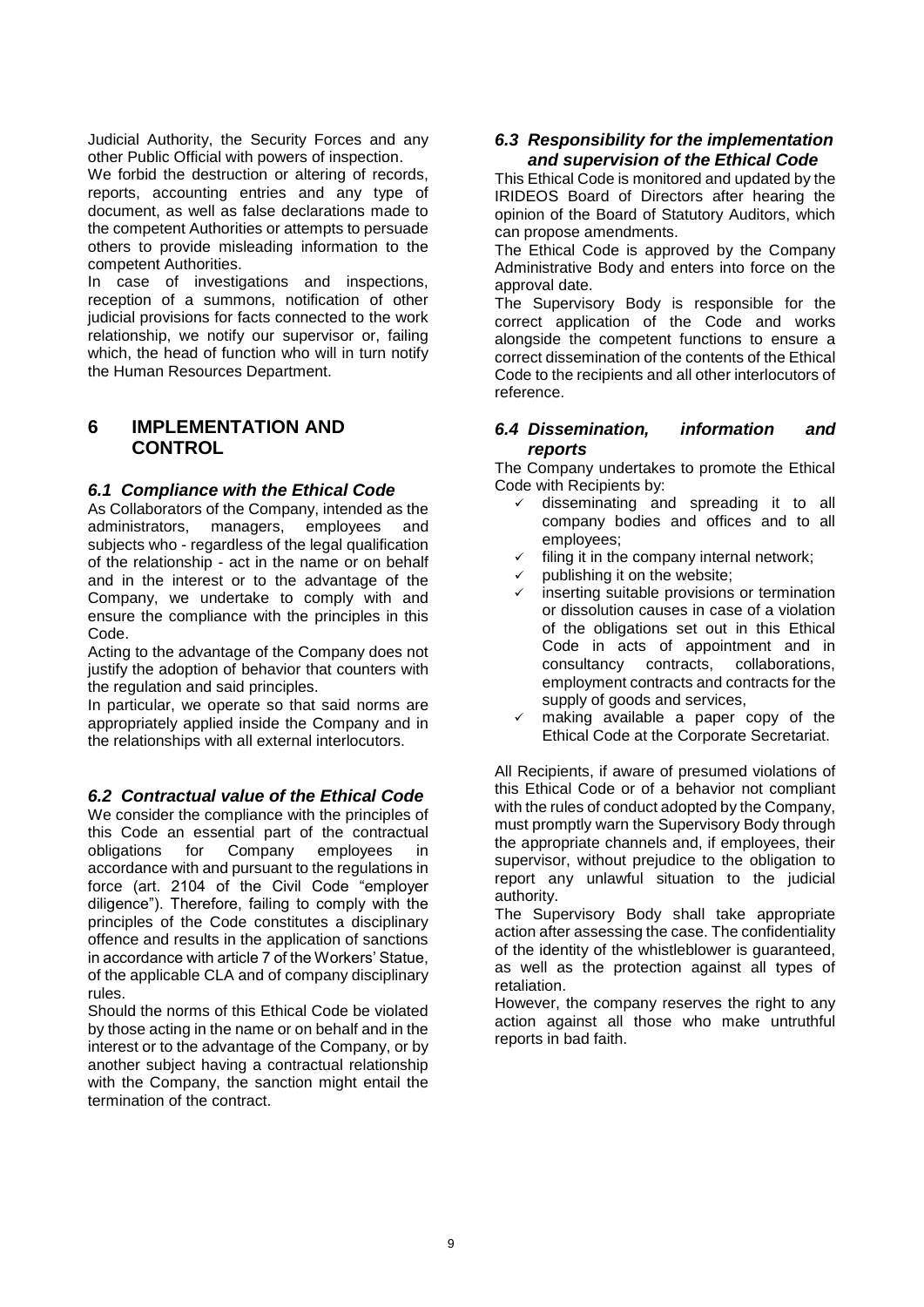Judicial Authority, the Security Forces and any other Public Official with powers of inspection.

We forbid the destruction or altering of records, reports, accounting entries and any type of document, as well as false declarations made to the competent Authorities or attempts to persuade others to provide misleading information to the competent Authorities.

In case of investigations and inspections, reception of a summons, notification of other judicial provisions for facts connected to the work relationship, we notify our supervisor or, failing which, the head of function who will in turn notify the Human Resources Department.

# 6 IMPLEMENTATION AND CONTROL

### *6.1 Compliance with the Ethical Code*

As Collaborators of the Company, intended as the administrators, managers, employees and subjects who - regardless of the legal qualification of the relationship - act in the name or on behalf and in the interest or to the advantage of the Company, we undertake to comply with and ensure the compliance with the principles in this Code.

Acting to the advantage of the Company does not justify the adoption of behavior that counters with the regulation and said principles.

In particular, we operate so that said norms are appropriately applied inside the Company and in the relationships with all external interlocutors.

### *6.2 Contractual value of the Ethical Code*

We consider the compliance with the principles of this Code an essential part of the contractual obligations for Company employees in accordance with and pursuant to the regulations in force (art. 2104 of the Civil Code "employer diligence"). Therefore, failing to comply with the principles of the Code constitutes a disciplinary offence and results in the application of sanctions in accordance with article 7 of the Workers' Statue, of the applicable CLA and of company disciplinary rules.

Should the norms of this Ethical Code be violated by those acting in the name or on behalf and in the interest or to the advantage of the Company, or by another subject having a contractual relationship with the Company, the sanction might entail the termination of the contract.

### *6.3 Responsibility for the implementation and supervision of the Ethical Code*

This Ethical Code is monitored and updated by the IRIDEOS Board of Directors after hearing the opinion of the Board of Statutory Auditors, which can propose amendments.

The Ethical Code is approved by the Company Administrative Body and enters into force on the approval date.

The Supervisory Body is responsible for the correct application of the Code and works alongside the competent functions to ensure a correct dissemination of the contents of the Ethical Code to the recipients and all other interlocutors of reference.

### *6.4 Dissemination, information and reports*

The Company undertakes to promote the Ethical Code with Recipients by:

- ✓ disseminating and spreading it to all company bodies and offices and to all employees;
- ✓ filing it in the company internal network;
- ✓ publishing it on the website;
- ✓ inserting suitable provisions or termination or dissolution causes in case of a violation of the obligations set out in this Ethical Code in acts of appointment and in consultancy contracts, collaborations, employment contracts and contracts for the supply of goods and services,
- ✓ making available a paper copy of the Ethical Code at the Corporate Secretariat.

All Recipients, if aware of presumed violations of this Ethical Code or of a behavior not compliant with the rules of conduct adopted by the Company, must promptly warn the Supervisory Body through the appropriate channels and, if employees, their supervisor, without prejudice to the obligation to report any unlawful situation to the judicial authority.

The Supervisory Body shall take appropriate action after assessing the case. The confidentiality of the identity of the whistleblower is guaranteed, as well as the protection against all types of retaliation.

However, the company reserves the right to any action against all those who make untruthful reports in bad faith.